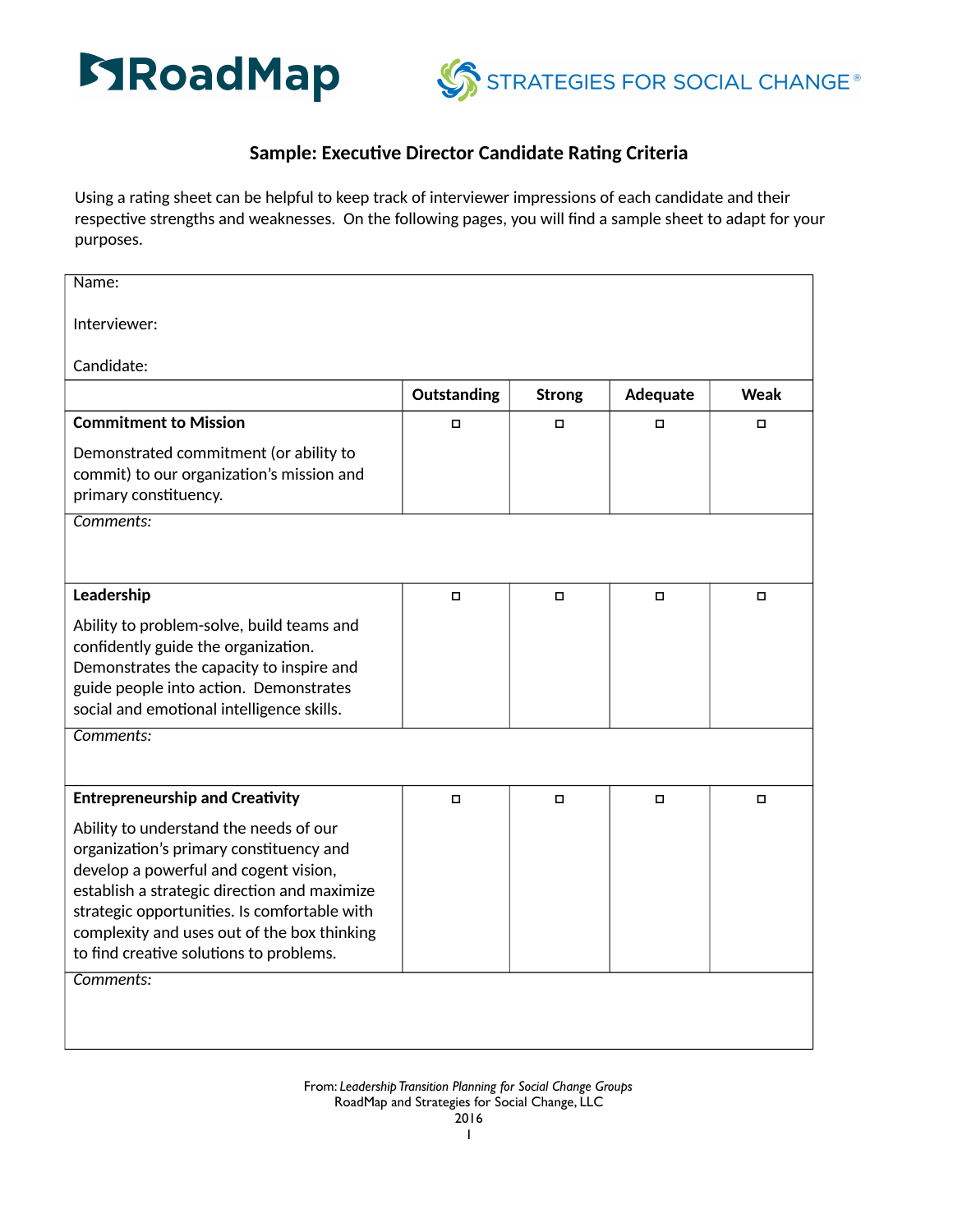RoadMap    STRATEGIES FOR SOCIAL CHANGE®

## Sample: Executive Director Candidate Rating Criteria

Using a rating sheet can be helpful to keep track of interviewer impressions of each candidate and their respective strengths and weaknesses. On the following pages, you will find a sample sheet to adapt for your purposes.

Name:

Interviewer:

Candidate:

| | Outstanding | Strong | Adequate | Weak |
|---|---|---|---|---|
| **Commitment to Mission**<br><br>Demonstrated commitment (or ability to commit) to our organization's mission and primary constituency. | ☐ | ☐ | ☐ | ☐ |
| *Comments:* | | | | |
| **Leadership**<br><br>Ability to problem-solve, build teams and confidently guide the organization. Demonstrates the capacity to inspire and guide people into action. Demonstrates social and emotional intelligence skills. | ☐ | ☐ | ☐ | ☐ |
| *Comments:* | | | | |
| **Entrepreneurship and Creativity**<br><br>Ability to understand the needs of our organization's primary constituency and develop a powerful and cogent vision, establish a strategic direction and maximize strategic opportunities. Is comfortable with complexity and uses out of the box thinking to find creative solutions to problems. | ☐ | ☐ | ☐ | ☐ |
| *Comments:* | | | | |

From: *Leadership Transition Planning for Social Change Groups*
RoadMap and Strategies for Social Change, LLC
2016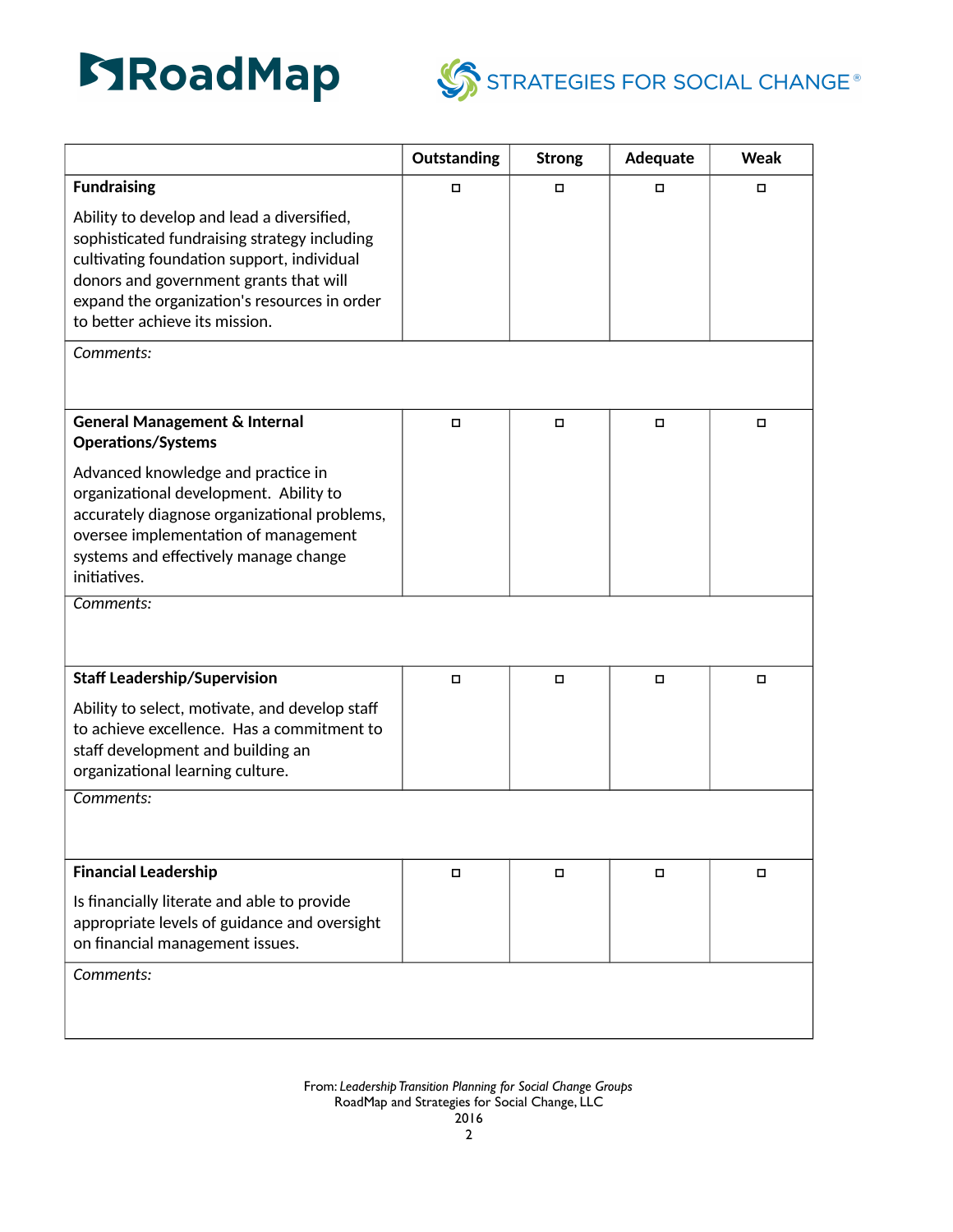| | Outstanding | Strong | Adequate | Weak |
|---|---|---|---|---|
| **Fundraising**<br><br>Ability to develop and lead a diversified, sophisticated fundraising strategy including cultivating foundation support, individual donors and government grants that will expand the organization's resources in order to better achieve its mission. | ☐ | ☐ | ☐ | ☐ |
| *Comments:* | | | | |
| **General Management & Internal Operations/Systems**<br><br>Advanced knowledge and practice in organizational development. Ability to accurately diagnose organizational problems, oversee implementation of management systems and effectively manage change initiatives. | ☐ | ☐ | ☐ | ☐ |
| *Comments:* | | | | |
| **Staff Leadership/Supervision**<br><br>Ability to select, motivate, and develop staff to achieve excellence. Has a commitment to staff development and building an organizational learning culture. | ☐ | ☐ | ☐ | ☐ |
| *Comments:* | | | | |
| **Financial Leadership**<br><br>Is financially literate and able to provide appropriate levels of guidance and oversight on financial management issues. | ☐ | ☐ | ☐ | ☐ |
| *Comments:* | | | | |

From: *Leadership Transition Planning for Social Change Groups*
RoadMap and Strategies for Social Change, LLC
2016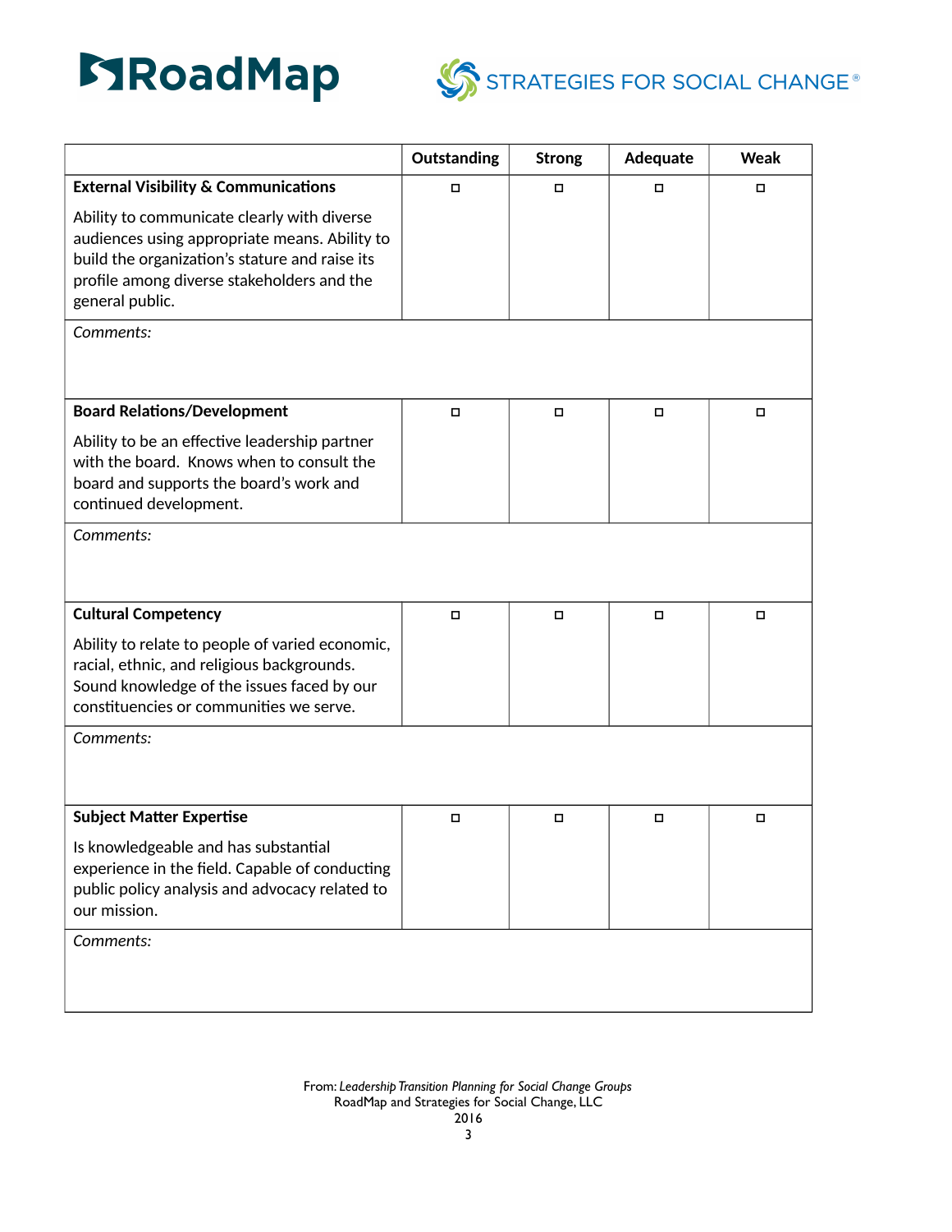RoadMap

STRATEGIES FOR SOCIAL CHANGE®

| | Outstanding | Strong | Adequate | Weak |
|---|---|---|---|---|
| **External Visibility & Communications**<br><br>Ability to communicate clearly with diverse audiences using appropriate means. Ability to build the organization's stature and raise its profile among diverse stakeholders and the general public. | ☐ | ☐ | ☐ | ☐ |
| *Comments:* | | | | |
| **Board Relations/Development**<br><br>Ability to be an effective leadership partner with the board. Knows when to consult the board and supports the board's work and continued development. | ☐ | ☐ | ☐ | ☐ |
| *Comments:* | | | | |
| **Cultural Competency**<br><br>Ability to relate to people of varied economic, racial, ethnic, and religious backgrounds. Sound knowledge of the issues faced by our constituencies or communities we serve. | ☐ | ☐ | ☐ | ☐ |
| *Comments:* | | | | |
| **Subject Matter Expertise**<br><br>Is knowledgeable and has substantial experience in the field. Capable of conducting public policy analysis and advocacy related to our mission. | ☐ | ☐ | ☐ | ☐ |
| *Comments:* | | | | |

From: *Leadership Transition Planning for Social Change Groups*
RoadMap and Strategies for Social Change, LLC
2016